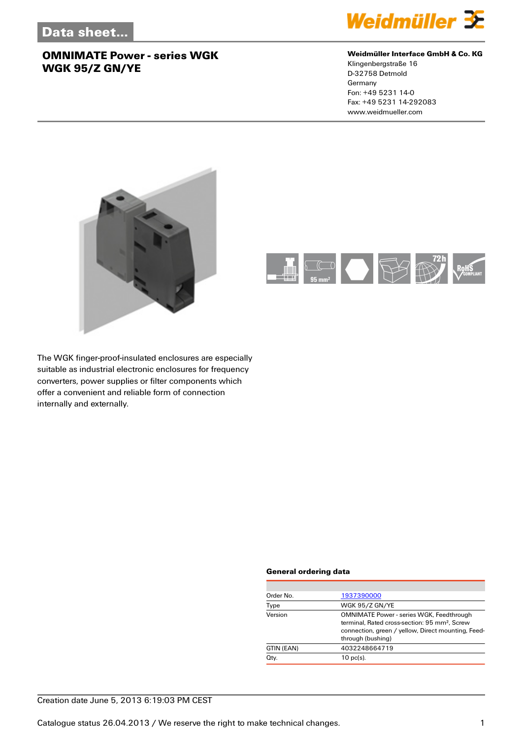# Data sheet...

## OMNIMATE Power - series WGK
## WGK 95/Z GN/YE

**Weidmüller Interface GmbH & Co. KG**
Klingenbergstraße 16
D-32758 Detmold
Germany
Fon: +49 5231 14-0
Fax: +49 5231 14-292083
www.weidmueller.com

The WGK finger-proof-insulated enclosures are especially suitable as industrial electronic enclosures for frequency converters, power supplies or filter components which offer a convenient and reliable form of connection internally and externally.

### General ordering data

| | |
|---|---|
| Order No. | 1937390000 |
| Type | WGK 95/Z GN/YE |
| Version | OMNIMATE Power - series WGK, Feedthrough terminal, Rated cross-section: 95 mm², Screw connection, green / yellow, Direct mounting, Feed-through (bushing) |
| GTIN (EAN) | 4032248664719 |
| Qty. | 10 pc(s). |

Creation date June 5, 2013 6:19:03 PM CEST

Catalogue status 26.04.2013 / We reserve the right to make technical changes.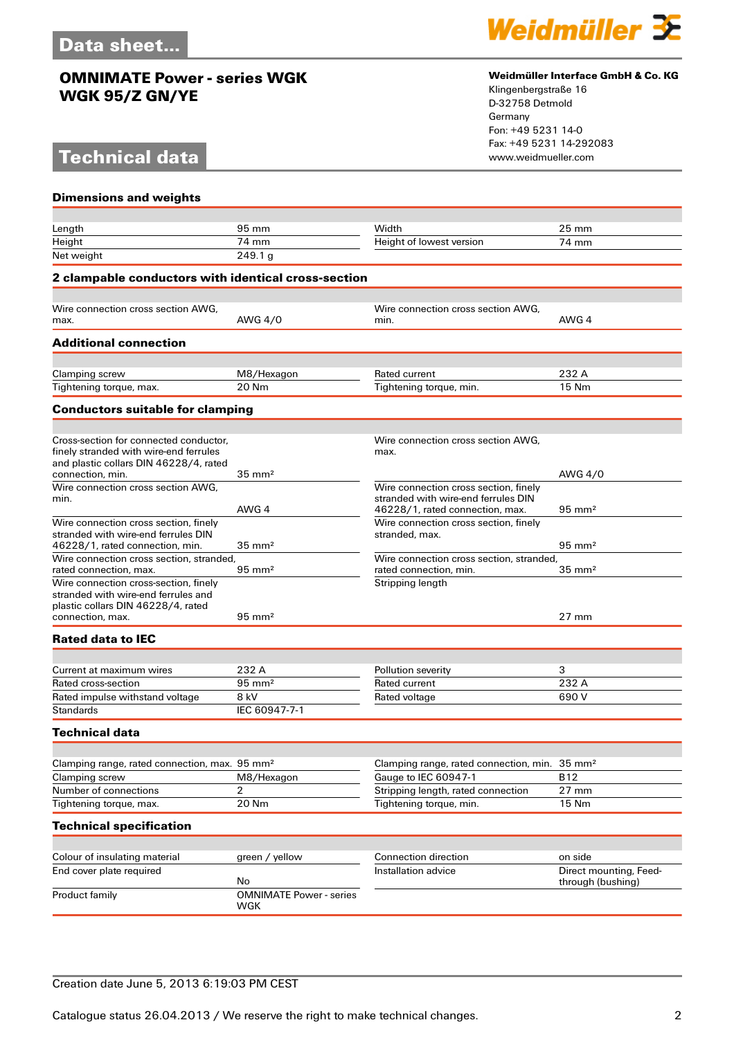# Data sheet...

## OMNIMATE Power - series WGK
## WGK 95/Z GN/YE

**Weidmüller Interface GmbH & Co. KG**
Klingenbergstraße 16
D-32758 Detmold
Germany
Fon: +49 5231 14-0
Fax: +49 5231 14-292083
www.weidmueller.com

# Technical data

### Dimensions and weights

| | | | |
|---|---|---|---|
| Length | 95 mm | Width | 25 mm |
| Height | 74 mm | Height of lowest version | 74 mm |
| Net weight | 249.1 g | | |

### 2 clampable conductors with identical cross-section

| | | | |
|---|---|---|---|
| Wire connection cross section AWG, max. | AWG 4/0 | Wire connection cross section AWG, min. | AWG 4 |

### Additional connection

| | | | |
|---|---|---|---|
| Clamping screw | M8/Hexagon | Rated current | 232 A |
| Tightening torque, max. | 20 Nm | Tightening torque, min. | 15 Nm |

### Conductors suitable for clamping

| | | | |
|---|---|---|---|
| Cross-section for connected conductor, finely stranded with wire-end ferrules and plastic collars DIN 46228/4, rated connection, min. | 35 mm² | Wire connection cross section AWG, max. | AWG 4/0 |
| Wire connection cross section AWG, min. | AWG 4 | Wire connection cross section, finely stranded with wire-end ferrules DIN 46228/1, rated connection, max. | 95 mm² |
| Wire connection cross section, finely stranded with wire-end ferrules DIN 46228/1, rated connection, min. | 35 mm² | Wire connection cross section, finely stranded, max. | 95 mm² |
| Wire connection cross section, stranded, rated connection, max. | 95 mm² | Wire connection cross section, stranded, rated connection, min. | 35 mm² |
| Wire connection cross-section, finely stranded with wire-end ferrules and plastic collars DIN 46228/4, rated connection, max. | 95 mm² | Stripping length | 27 mm |

### Rated data to IEC

| | | | |
|---|---|---|---|
| Current at maximum wires | 232 A | Pollution severity | 3 |
| Rated cross-section | 95 mm² | Rated current | 232 A |
| Rated impulse withstand voltage | 8 kV | Rated voltage | 690 V |
| Standards | IEC 60947-7-1 | | |

### Technical data

| | | | |
|---|---|---|---|
| Clamping range, rated connection, max. | 95 mm² | Clamping range, rated connection, min. | 35 mm² |
| Clamping screw | M8/Hexagon | Gauge to IEC 60947-1 | B12 |
| Number of connections | 2 | Stripping length, rated connection | 27 mm |
| Tightening torque, max. | 20 Nm | Tightening torque, min. | 15 Nm |

### Technical specification

| | | | |
|---|---|---|---|
| Colour of insulating material | green / yellow | Connection direction | on side |
| End cover plate required | No | Installation advice | Direct mounting, Feed-through (bushing) |
| Product family | OMNIMATE Power - series WGK | | |

Creation date June 5, 2013 6:19:03 PM CEST

Catalogue status 26.04.2013 / We reserve the right to make technical changes.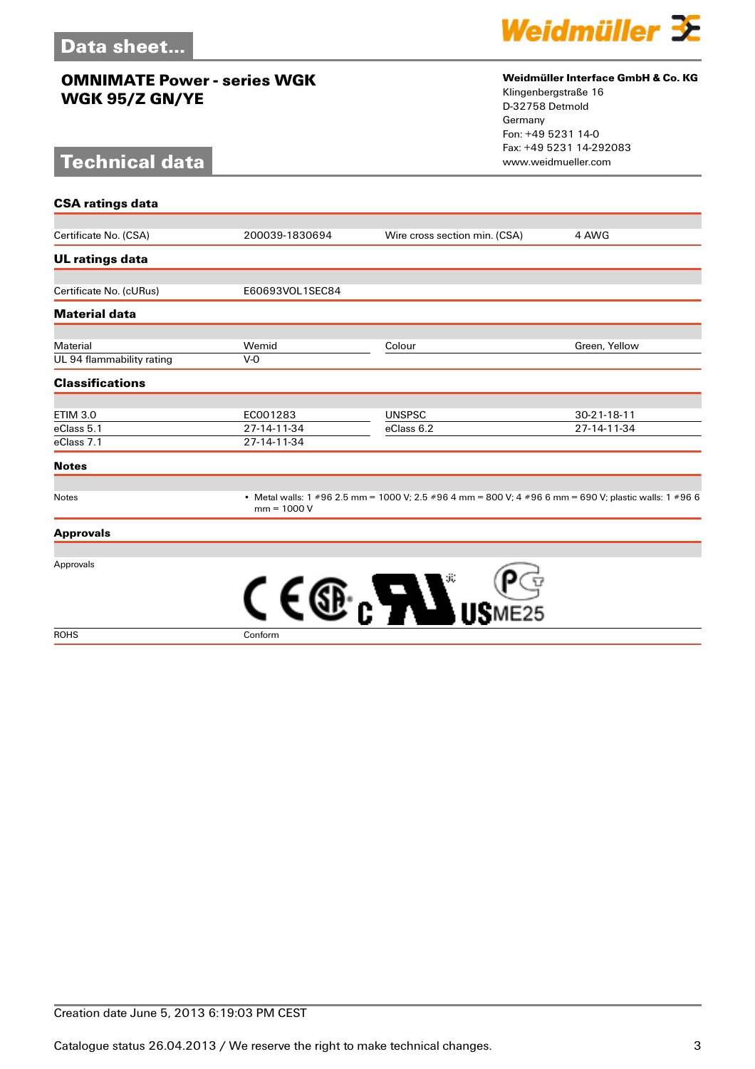# Data sheet...

## OMNIMATE Power - series WGK
## WGK 95/Z GN/YE

**Weidmüller Interface GmbH & Co. KG**
Klingenbergstraße 16
D-32758 Detmold
Germany
Fon: +49 5231 14-0
Fax: +49 5231 14-292083
www.weidmueller.com

# Technical data

### CSA ratings data

| | | | |
|---|---|---|---|
| Certificate No. (CSA) | 200039-1830694 | Wire cross section min. (CSA) | 4 AWG |

### UL ratings data

| | |
|---|---|
| Certificate No. (cURus) | E60693VOL1SEC84 |

### Material data

| | | | |
|---|---|---|---|
| Material | Wemid | Colour | Green, Yellow |
| UL 94 flammability rating | V-0 | | |

### Classifications

| | | | |
|---|---|---|---|
| ETIM 3.0 | EC001283 | UNSPSC | 30-21-18-11 |
| eClass 5.1 | 27-14-11-34 | eClass 6.2 | 27-14-11-34 |
| eClass 7.1 | 27-14-11-34 | | |

### Notes

Notes

- Metal walls: 1 #96 2.5 mm = 1000 V; 2.5 #96 4 mm = 800 V; 4 #96 6 mm = 690 V; plastic walls: 1 #96 6 mm = 1000 V

### Approvals

Approvals

| | |
|---|---|
| ROHS | Conform |

Creation date June 5, 2013 6:19:03 PM CEST

Catalogue status 26.04.2013 / We reserve the right to make technical changes.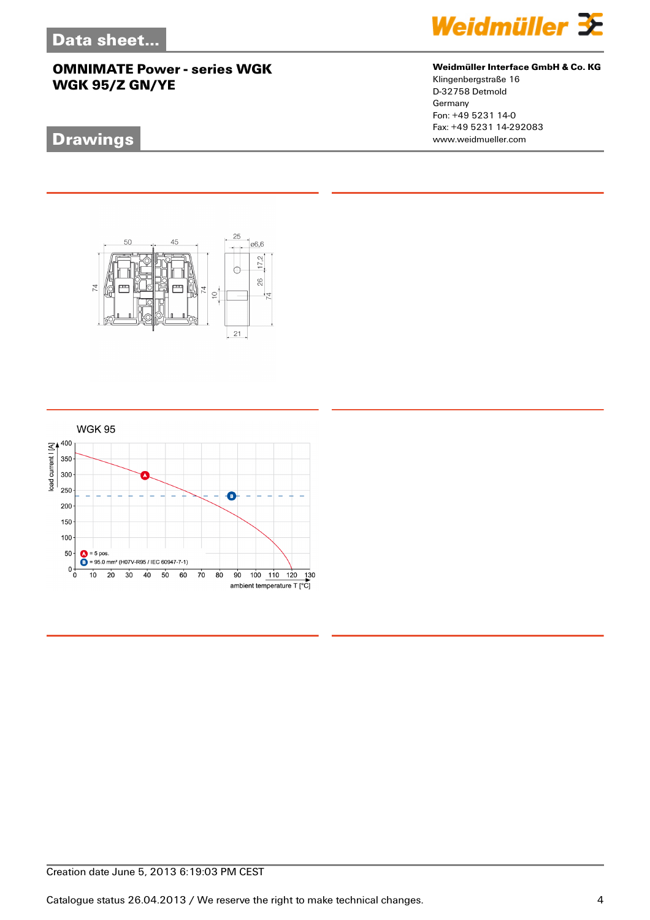## Data sheet...

### OMNIMATE Power - series WGK
### WGK 95/Z GN/YE

**Weidmüller Interface GmbH & Co. KG**
Klingenbergstraße 16
D-32758 Detmold
Germany
Fon: +49 5231 14-0
Fax: +49 5231 14-292083
www.weidmueller.com

## Drawings

50
45
25
ø6,6
74
74
10
17,2
26
74
21

WGK 95

load current I [A]

400
350
300
250
200
150
100
50
0

0 10 20 30 40 50 60 70 80 90 100 110 120 130

ambient temperature T [°C]

A = 5 pos.
B = 95.0 mm² (H07V-R95 / IEC 60947-7-1)

Creation date June 5, 2013 6:19:03 PM CEST

Catalogue status 26.04.2013 / We reserve the right to make technical changes.